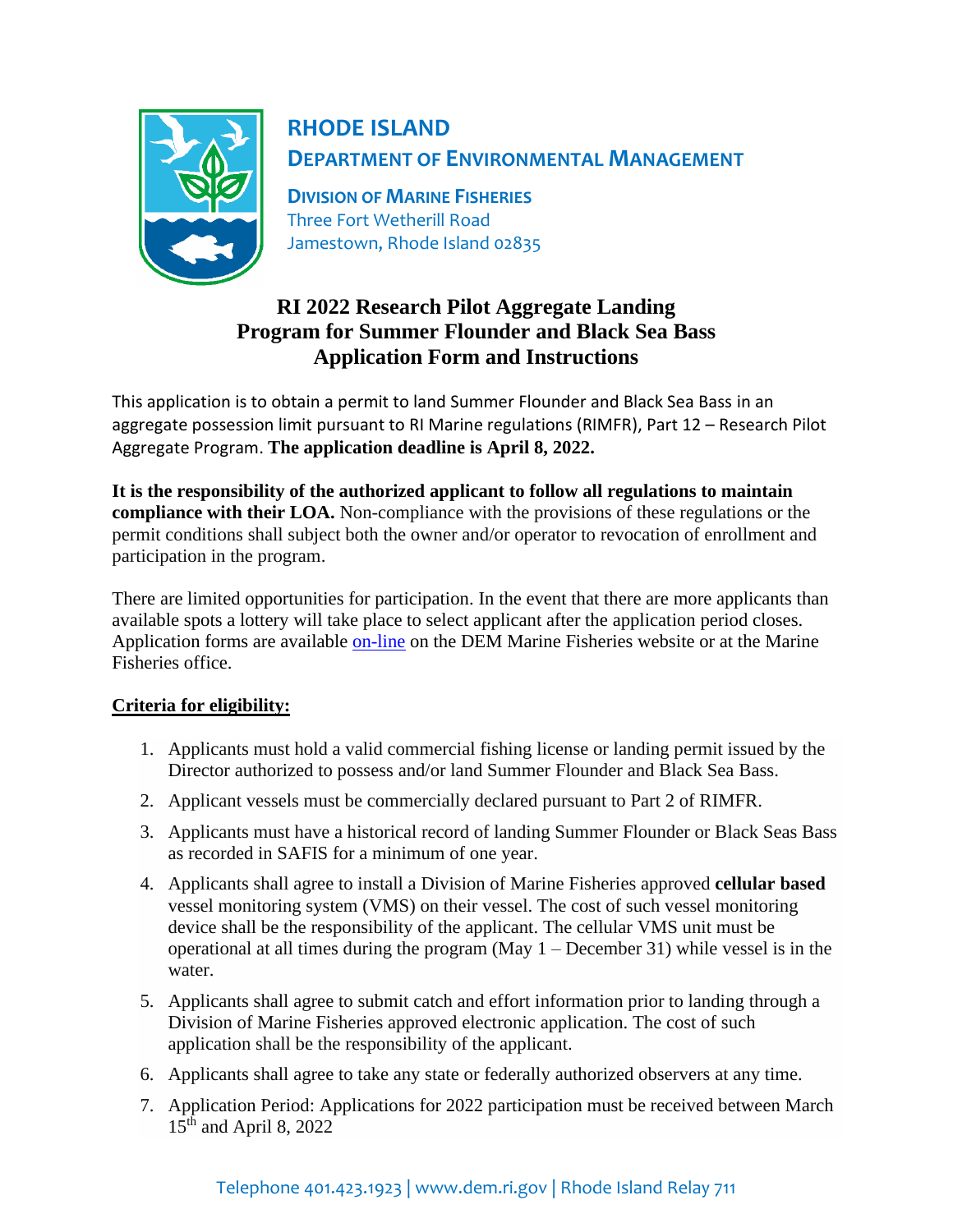# RHODE ISLAND

## DEPARTMENT OF ENVIRONMENTAL MANAGEMENT

**DIVISION OF MARINE FISHERIES**
Three Fort Wetherill Road
Jamestown, Rhode Island 02835

## RI 2022 Research Pilot Aggregate Landing Program for Summer Flounder and Black Sea Bass Application Form and Instructions

This application is to obtain a permit to land Summer Flounder and Black Sea Bass in an aggregate possession limit pursuant to RI Marine regulations (RIMFR), Part 12 – Research Pilot Aggregate Program. **The application deadline is April 8, 2022.**

**It is the responsibility of the authorized applicant to follow all regulations to maintain compliance with their LOA.** Non-compliance with the provisions of these regulations or the permit conditions shall subject both the owner and/or operator to revocation of enrollment and participation in the program.

There are limited opportunities for participation. In the event that there are more applicants than available spots a lottery will take place to select applicant after the application period closes. Application forms are available on-line on the DEM Marine Fisheries website or at the Marine Fisheries office.

**Criteria for eligibility:**

1. Applicants must hold a valid commercial fishing license or landing permit issued by the Director authorized to possess and/or land Summer Flounder and Black Sea Bass.
2. Applicant vessels must be commercially declared pursuant to Part 2 of RIMFR.
3. Applicants must have a historical record of landing Summer Flounder or Black Seas Bass as recorded in SAFIS for a minimum of one year.
4. Applicants shall agree to install a Division of Marine Fisheries approved **cellular based** vessel monitoring system (VMS) on their vessel. The cost of such vessel monitoring device shall be the responsibility of the applicant. The cellular VMS unit must be operational at all times during the program (May 1 – December 31) while vessel is in the water.
5. Applicants shall agree to submit catch and effort information prior to landing through a Division of Marine Fisheries approved electronic application. The cost of such application shall be the responsibility of the applicant.
6. Applicants shall agree to take any state or federally authorized observers at any time.
7. Application Period: Applications for 2022 participation must be received between March 15th and April 8, 2022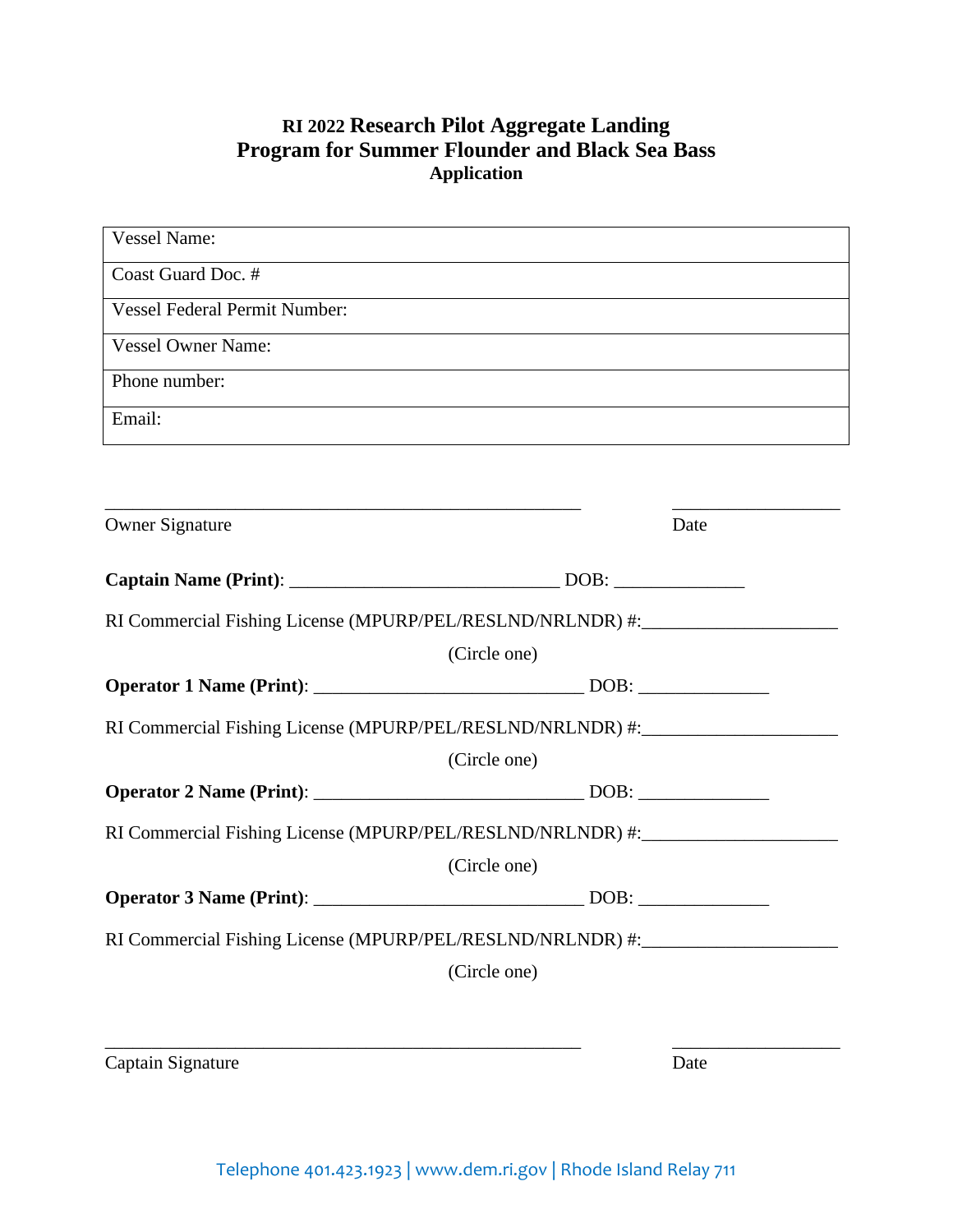# RI 2022 Research Pilot Aggregate Landing Program for Summer Flounder and Black Sea Bass

## Application

| Vessel Name: |
|---|
| Coast Guard Doc. # |
| Vessel Federal Permit Number: |
| Vessel Owner Name: |
| Phone number: |
| Email: |

_____________________________________________________ ___________________

Owner Signature Date

**Captain Name (Print)**: ______________________________ DOB: ______________

RI Commercial Fishing License (MPURP/PEL/RESLND/NRLNDR) #:_____________________

(Circle one)

**Operator 1 Name (Print)**: ______________________________ DOB: ______________

RI Commercial Fishing License (MPURP/PEL/RESLND/NRLNDR) #:_____________________

(Circle one)

**Operator 2 Name (Print)**: ______________________________ DOB: ______________

RI Commercial Fishing License (MPURP/PEL/RESLND/NRLNDR) #:_____________________

(Circle one)

**Operator 3 Name (Print)**: ______________________________ DOB: ______________

RI Commercial Fishing License (MPURP/PEL/RESLND/NRLNDR) #:_____________________

(Circle one)

_____________________________________________________ ___________________

Captain Signature Date

Telephone 401.423.1923 | www.dem.ri.gov | Rhode Island Relay 711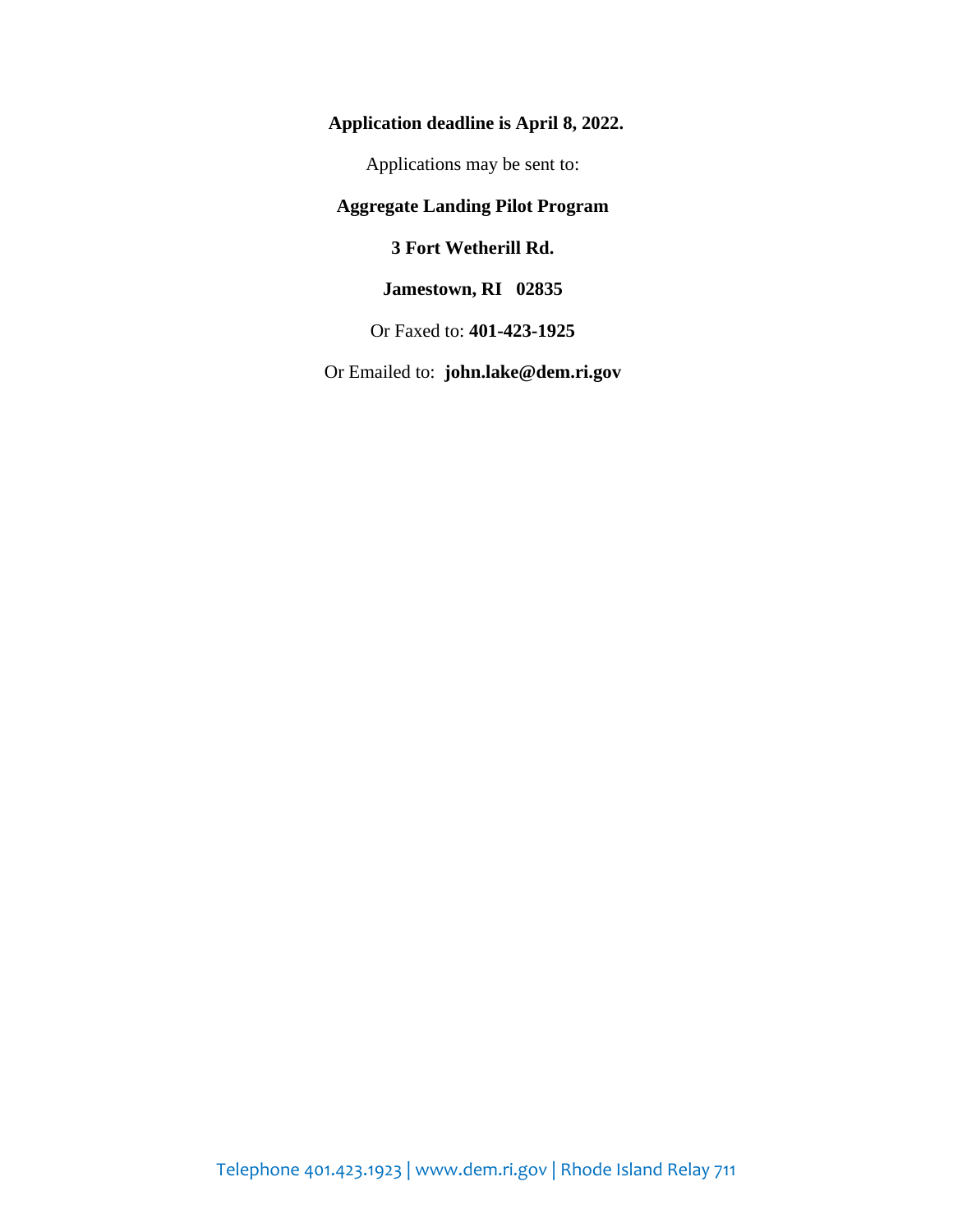**Application deadline is April 8, 2022.**

Applications may be sent to:

**Aggregate Landing Pilot Program**

**3 Fort Wetherill Rd.**

**Jamestown, RI 02835**

Or Faxed to: **401-423-1925**

Or Emailed to: **john.lake@dem.ri.gov**